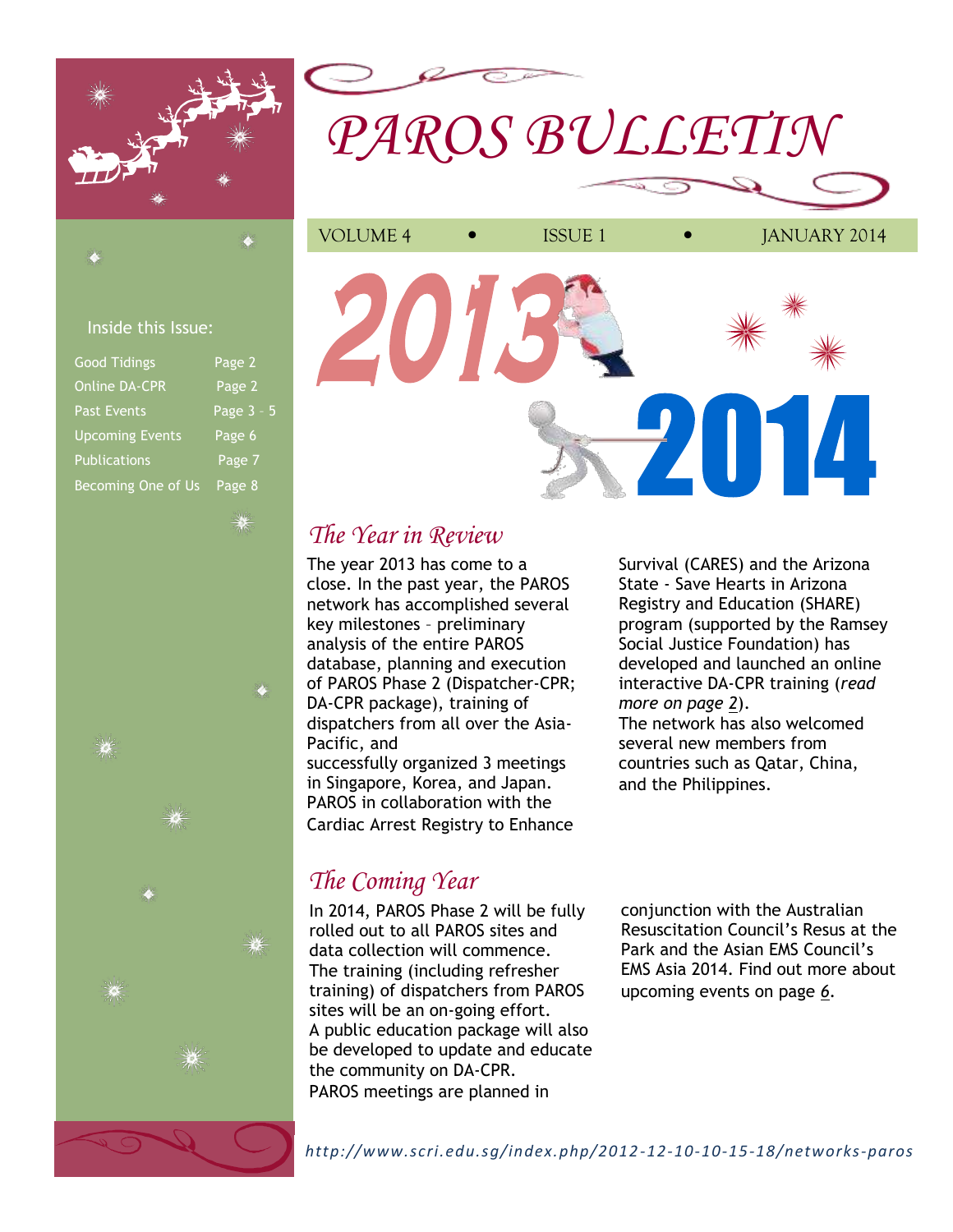# PAROS BULLETIN

VOLUME 4 • ISSUE 1 • JANUARY 2014

**Inside this Issue:**

| | |
|---|---|
| Good Tidings | Page 2 |
| Online DA-CPR | Page 2 |
| Past Events | Page 3 - 5 |
| Upcoming Events | Page 6 |
| Publications | Page 7 |
| Becoming One of Us | Page 8 |

2013 2014

## The Year in Review

The year 2013 has come to a close. In the past year, the PAROS network has accomplished several key milestones – preliminary analysis of the entire PAROS database, planning and execution of PAROS Phase 2 (Dispatcher-CPR; DA-CPR package), training of dispatchers from all over the Asia-Pacific, and successfully organized 3 meetings in Singapore, Korea, and Japan.
PAROS in collaboration with the Cardiac Arrest Registry to Enhance Survival (CARES) and the Arizona State - Save Hearts in Arizona Registry and Education (SHARE) program (supported by the Ramsey Social Justice Foundation) has developed and launched an online interactive DA-CPR training (*read more on page 2*).
The network has also welcomed several new members from countries such as Qatar, China, and the Philippines.

## The Coming Year

In 2014, PAROS Phase 2 will be fully rolled out to all PAROS sites and data collection will commence.
The training (including refresher training) of dispatchers from PAROS sites will be an on-going effort.
A public education package will also be developed to update and educate the community on DA-CPR.
PAROS meetings are planned in conjunction with the Australian Resuscitation Council's Resus at the Park and the Asian EMS Council's EMS Asia 2014. Find out more about upcoming events on page *6*.

*http://www.scri.edu.sg/index.php/2012-12-10-10-15-18/networks-paros*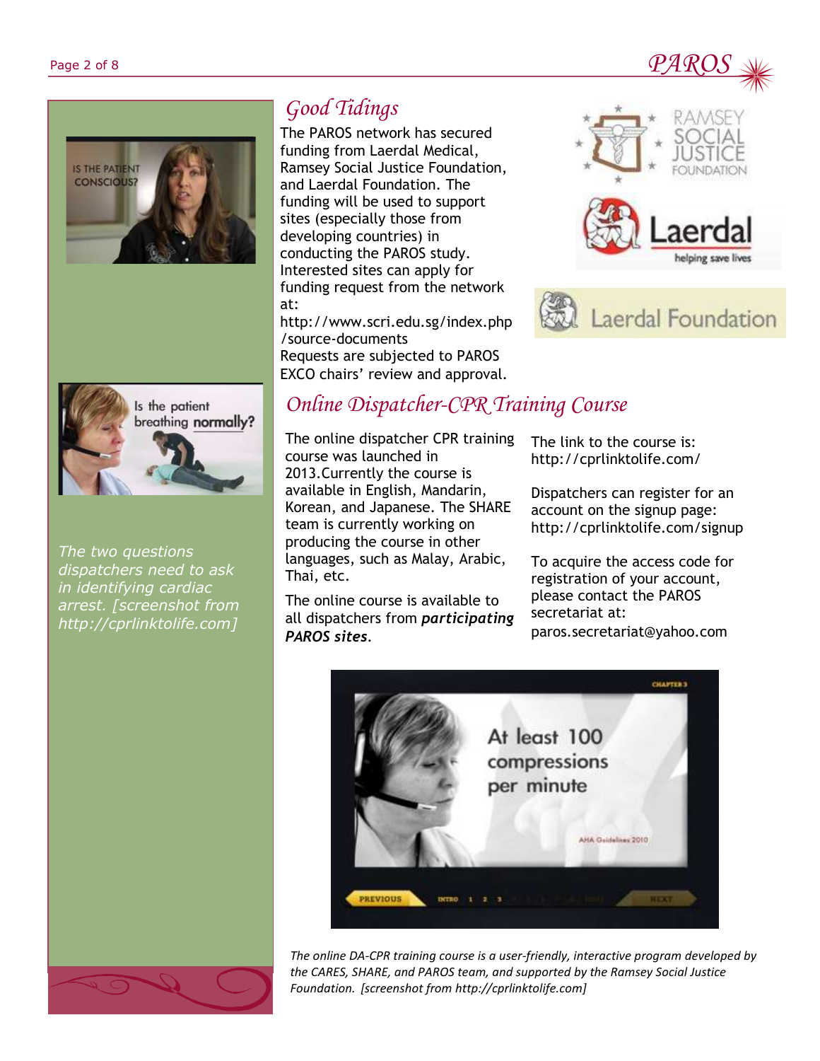## Good Tidings

The PAROS network has secured funding from Laerdal Medical, Ramsey Social Justice Foundation, and Laerdal Foundation. The funding will be used to support sites (especially those from developing countries) in conducting the PAROS study. Interested sites can apply for funding request from the network at: http://www.scri.edu.sg/index.php/source-documents

Requests are subjected to PAROS EXCO chairs' review and approval.

## Online Dispatcher-CPR Training Course

The online dispatcher CPR training course was launched in 2013. Currently the course is available in English, Mandarin, Korean, and Japanese. The SHARE team is currently working on producing the course in other languages, such as Malay, Arabic, Thai, etc.

The online course is available to all dispatchers from ***participating PAROS sites***.

The link to the course is: http://cprlinktolife.com/

Dispatchers can register for an account on the signup page: http://cprlinktolife.com/signup

To acquire the access code for registration of your account, please contact the PAROS secretariat at: paros.secretariat@yahoo.com

*The two questions dispatchers need to ask in identifying cardiac arrest. [screenshot from http://cprlinktolife.com]*

*The online DA-CPR training course is a user-friendly, interactive program developed by the CARES, SHARE, and PAROS team, and supported by the Ramsey Social Justice Foundation. [screenshot from http://cprlinktolife.com]*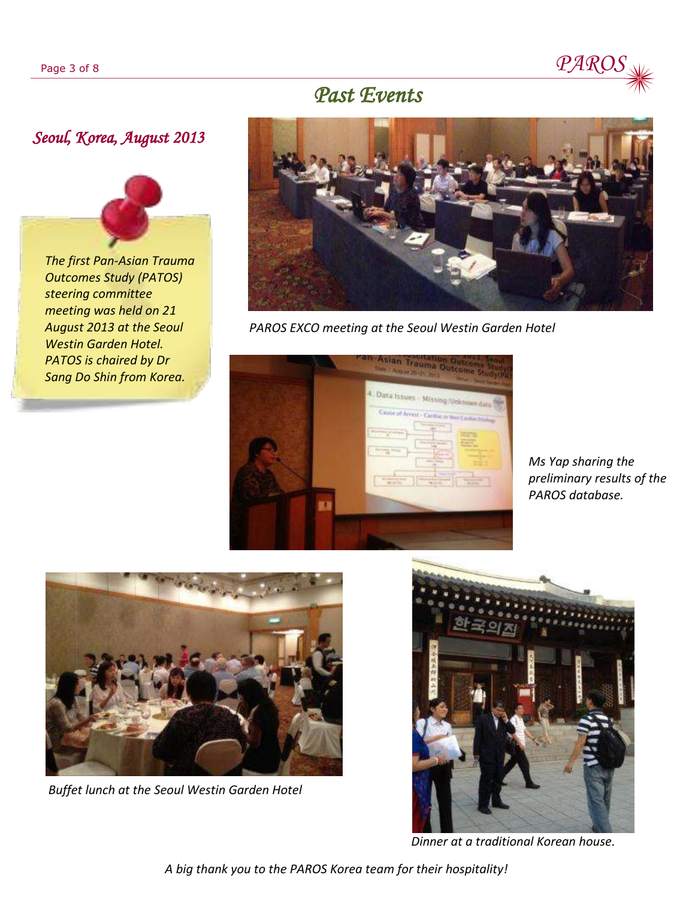# Past Events

## *Seoul, Korea, August 2013*

*The first Pan-Asian Trauma Outcomes Study (PATOS) steering committee meeting was held on 21 August 2013 at the Seoul Westin Garden Hotel. PATOS is chaired by Dr Sang Do Shin from Korea.*

*PAROS EXCO meeting at the Seoul Westin Garden Hotel*

*Ms Yap sharing the preliminary results of the PAROS database.*

*Buffet lunch at the Seoul Westin Garden Hotel*

*Dinner at a traditional Korean house.*

*A big thank you to the PAROS Korea team for their hospitality!*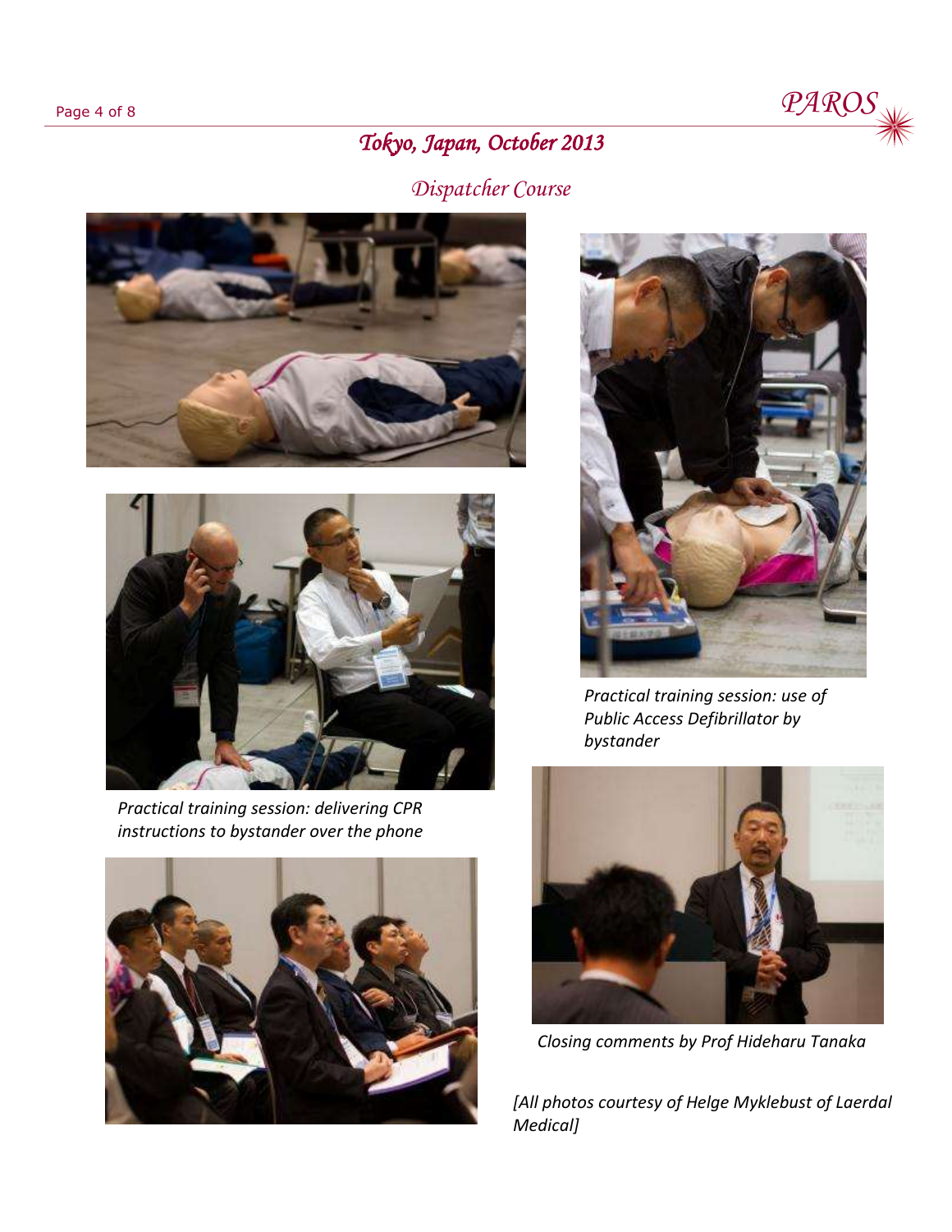# Tokyo, Japan, October 2013

## Dispatcher Course

*Practical training session: delivering CPR instructions to bystander over the phone*

*Practical training session: use of Public Access Defibrillator by bystander*

*Closing comments by Prof Hideharu Tanaka*

*[All photos courtesy of Helge Myklebust of Laerdal Medical]*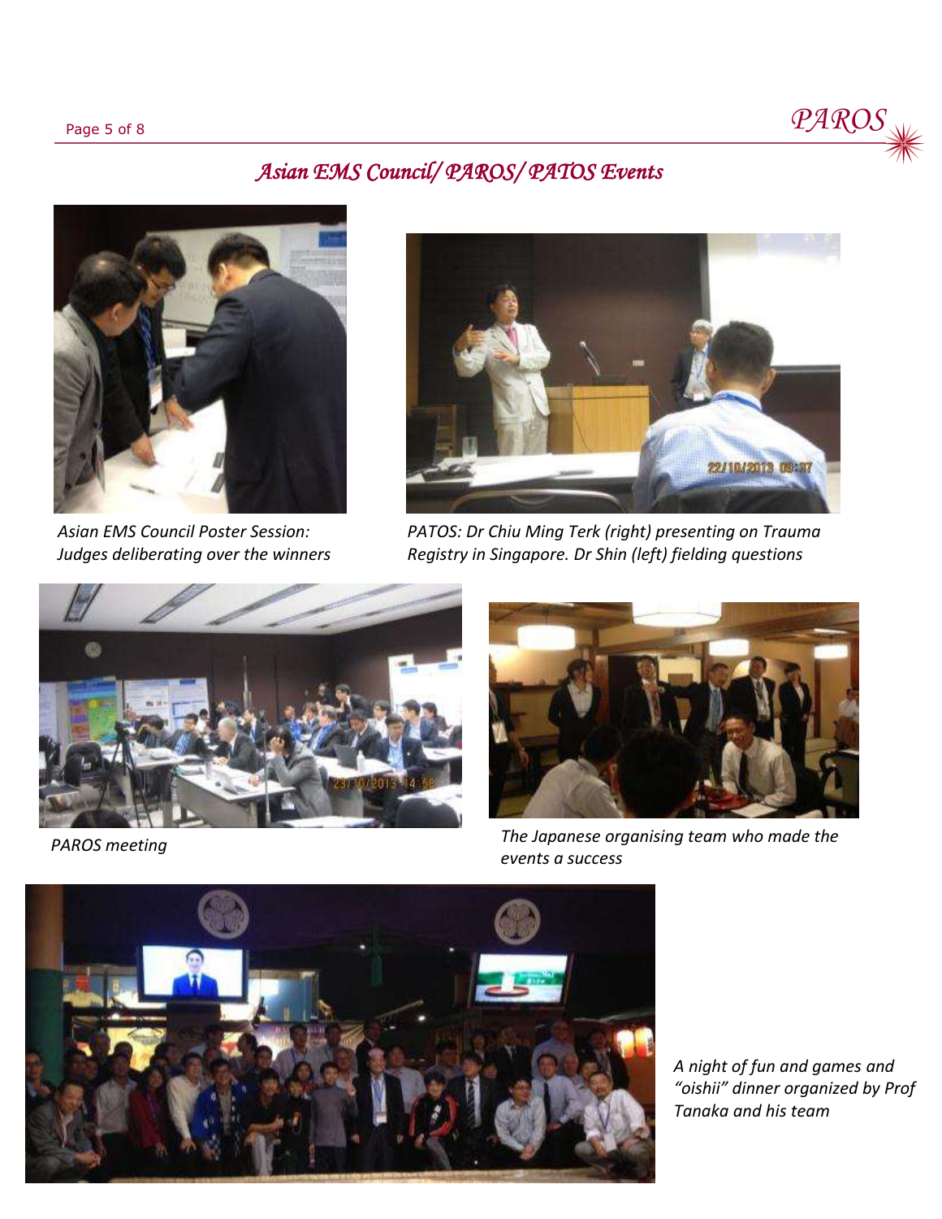## *Asian EMS Council/ PAROS/ PATOS Events*

*Asian EMS Council Poster Session: Judges deliberating over the winners*

*PATOS: Dr Chiu Ming Terk (right) presenting on Trauma Registry in Singapore. Dr Shin (left) fielding questions*

*PAROS meeting*

*The Japanese organising team who made the events a success*

*A night of fun and games and "oishii" dinner organized by Prof Tanaka and his team*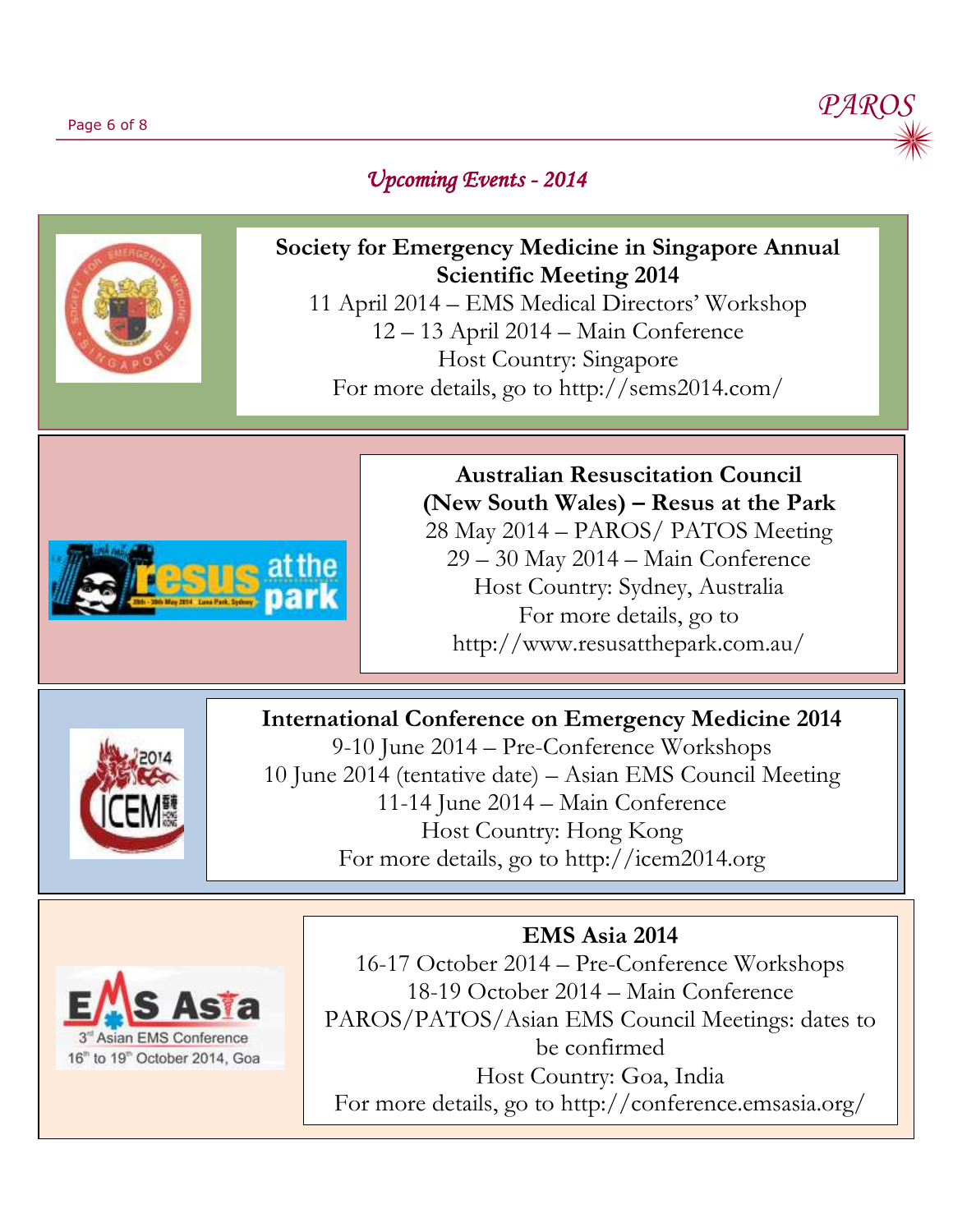## *Upcoming Events - 2014*

**Society for Emergency Medicine in Singapore Annual Scientific Meeting 2014**

11 April 2014 – EMS Medical Directors' Workshop
12 – 13 April 2014 – Main Conference
Host Country: Singapore
For more details, go to http://sems2014.com/

**Australian Resuscitation Council (New South Wales) – Resus at the Park**

28 May 2014 – PAROS/ PATOS Meeting
29 – 30 May 2014 – Main Conference
Host Country: Sydney, Australia
For more details, go to http://www.resusatthepark.com.au/

**International Conference on Emergency Medicine 2014**

9-10 June 2014 – Pre-Conference Workshops
10 June 2014 (tentative date) – Asian EMS Council Meeting
11-14 June 2014 – Main Conference
Host Country: Hong Kong
For more details, go to http://icem2014.org

**EMS Asia 2014**

16-17 October 2014 – Pre-Conference Workshops
18-19 October 2014 – Main Conference
PAROS/PATOS/Asian EMS Council Meetings: dates to be confirmed
Host Country: Goa, India
For more details, go to http://conference.emsasia.org/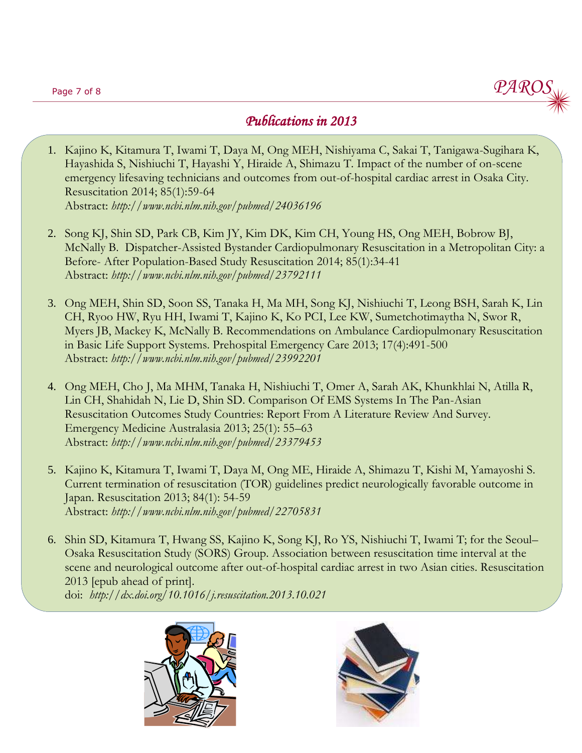## *Publications in 2013*

1. Kajino K, Kitamura T, Iwami T, Daya M, Ong MEH, Nishiyama C, Sakai T, Tanigawa-Sugihara K, Hayashida S, Nishiuchi T, Hayashi Y, Hiraide A, Shimazu T. Impact of the number of on-scene emergency lifesaving technicians and outcomes from out-of-hospital cardiac arrest in Osaka City. Resuscitation 2014; 85(1):59-64
   Abstract: *http://www.ncbi.nlm.nih.gov/pubmed/24036196*

2. Song KJ, Shin SD, Park CB, Kim JY, Kim DK, Kim CH, Young HS, Ong MEH, Bobrow BJ, McNally B. Dispatcher-Assisted Bystander Cardiopulmonary Resuscitation in a Metropolitan City: a Before- After Population-Based Study Resuscitation 2014; 85(1):34-41
   Abstract: *http://www.ncbi.nlm.nih.gov/pubmed/23792111*

3. Ong MEH, Shin SD, Soon SS, Tanaka H, Ma MH, Song KJ, Nishiuchi T, Leong BSH, Sarah K, Lin CH, Ryoo HW, Ryu HH, Iwami T, Kajino K, Ko PCI, Lee KW, Sumetchotimaytha N, Swor R, Myers JB, Mackey K, McNally B. Recommendations on Ambulance Cardiopulmonary Resuscitation in Basic Life Support Systems. Prehospital Emergency Care 2013; 17(4):491-500
   Abstract: *http://www.ncbi.nlm.nih.gov/pubmed/23992201*

4. Ong MEH, Cho J, Ma MHM, Tanaka H, Nishiuchi T, Omer A, Sarah AK, Khunkhlai N, Atilla R, Lin CH, Shahidah N, Lie D, Shin SD. Comparison Of EMS Systems In The Pan-Asian Resuscitation Outcomes Study Countries: Report From A Literature Review And Survey. Emergency Medicine Australasia 2013; 25(1): 55–63
   Abstract: *http://www.ncbi.nlm.nih.gov/pubmed/23379453*

5. Kajino K, Kitamura T, Iwami T, Daya M, Ong ME, Hiraide A, Shimazu T, Kishi M, Yamayoshi S. Current termination of resuscitation (TOR) guidelines predict neurologically favorable outcome in Japan. Resuscitation 2013; 84(1): 54-59
   Abstract: *http://www.ncbi.nlm.nih.gov/pubmed/22705831*

6. Shin SD, Kitamura T, Hwang SS, Kajino K, Song KJ, Ro YS, Nishiuchi T, Iwami T; for the Seoul–Osaka Resuscitation Study (SORS) Group. Association between resuscitation time interval at the scene and neurological outcome after out-of-hospital cardiac arrest in two Asian cities. Resuscitation 2013 [epub ahead of print].
   doi: *http://dx.doi.org/10.1016/j.resuscitation.2013.10.021*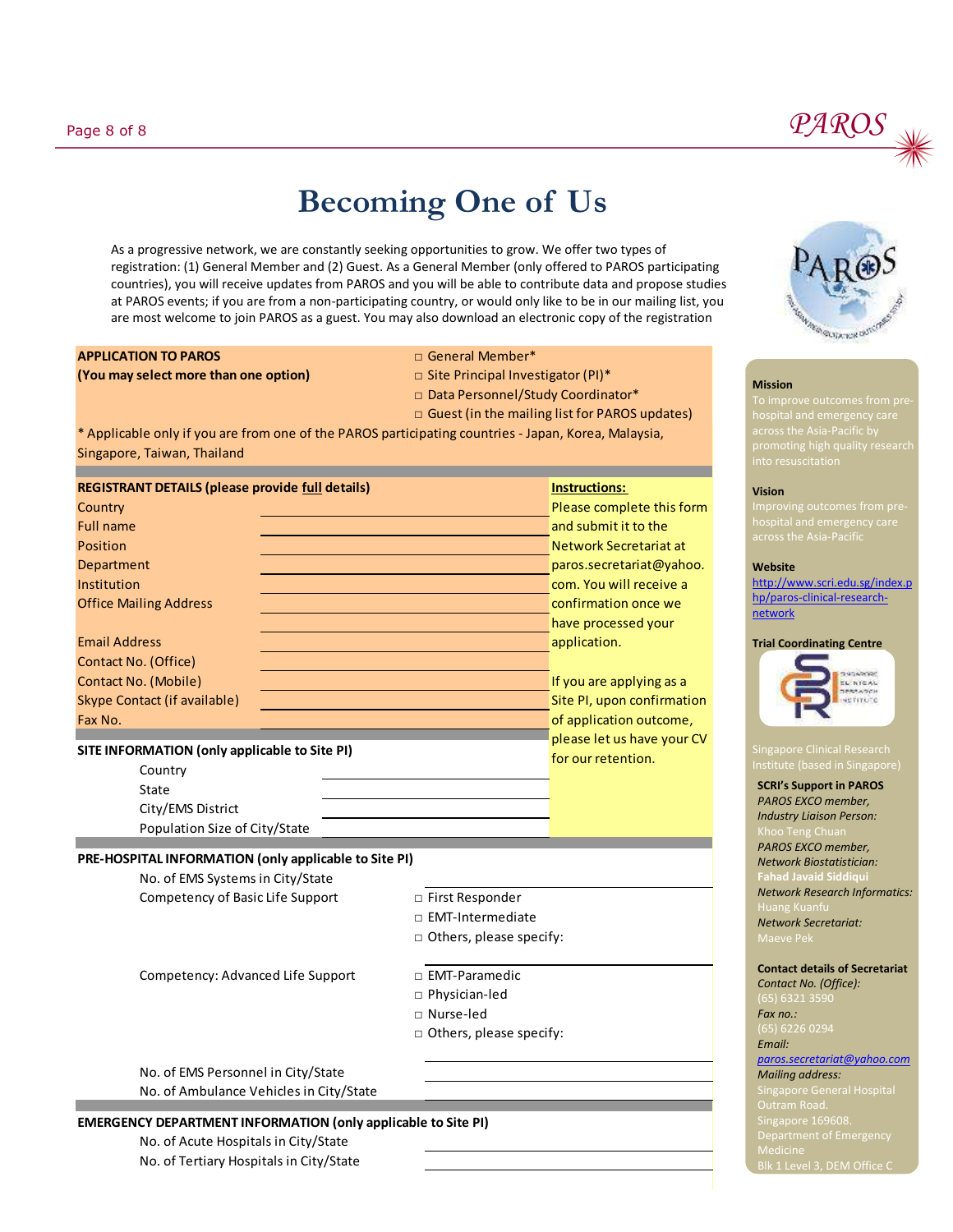# Becoming One of Us

As a progressive network, we are constantly seeking opportunities to grow. We offer two types of registration: (1) General Member and (2) Guest. As a General Member (only offered to PAROS participating countries), you will receive updates from PAROS and you will be able to contribute data and propose studies at PAROS events; if you are from a non-participating country, or would only like to be in our mailing list, you are most welcome to join PAROS as a guest. You may also download an electronic copy of the registration

**APPLICATION TO PAROS**
**(You may select more than one option)**

- □ General Member*
- □ Site Principal Investigator (PI)*
- □ Data Personnel/Study Coordinator*
- □ Guest (in the mailing list for PAROS updates)

* Applicable only if you are from one of the PAROS participating countries - Japan, Korea, Malaysia, Singapore, Taiwan, Thailand

**REGISTRANT DETAILS (please provide full details)**

- Country
- Full name
- Position
- Department
- Institution
- Office Mailing Address
- Email Address
- Contact No. (Office)
- Contact No. (Mobile)
- Skype Contact (if available)
- Fax No.

**Instructions:**

Please complete this form and submit it to the Network Secretariat at paros.secretariat@yahoo.com. You will receive a confirmation once we have processed your application.

If you are applying as a Site PI, upon confirmation of application outcome, please let us have your CV for our retention.

**SITE INFORMATION (only applicable to Site PI)**

- Country
- State
- City/EMS District
- Population Size of City/State

**PRE-HOSPITAL INFORMATION (only applicable to Site PI)**

- No. of EMS Systems in City/State
- Competency of Basic Life Support
  - □ First Responder
  - □ EMT-Intermediate
  - □ Others, please specify:
- Competency: Advanced Life Support
  - □ EMT-Paramedic
  - □ Physician-led
  - □ Nurse-led
  - □ Others, please specify:
- No. of EMS Personnel in City/State
- No. of Ambulance Vehicles in City/State

**EMERGENCY DEPARTMENT INFORMATION (only applicable to Site PI)**

- No. of Acute Hospitals in City/State
- No. of Tertiary Hospitals in City/State

---

**Mission**
To improve outcomes from pre-hospital and emergency care across the Asia-Pacific by promoting high quality research into resuscitation

**Vision**
Improving outcomes from pre-hospital and emergency care across the Asia-Pacific

**Website**
http://www.scri.edu.sg/index.php/paros-clinical-research-network

**Trial Coordinating Centre**

Singapore Clinical Research Institute (based in Singapore)

**SCRI's Support in PAROS**
*PAROS EXCO member, Industry Liaison Person:*
Khoo Teng Chuan
*PAROS EXCO member, Network Biostatistician:*
Fahad Javaid Siddiqui
*Network Research Informatics:*
Huang Kuanfu
*Network Secretariat:*
Maeve Pek

**Contact details of Secretariat**
*Contact No. (Office):*
(65) 6321 3590
*Fax no.:*
(65) 6226 0294
*Email:*
paros.secretariat@yahoo.com
*Mailing address:*
Singapore General Hospital
Outram Road.
Singapore 169608.
Department of Emergency Medicine
Blk 1 Level 3, DEM Office C